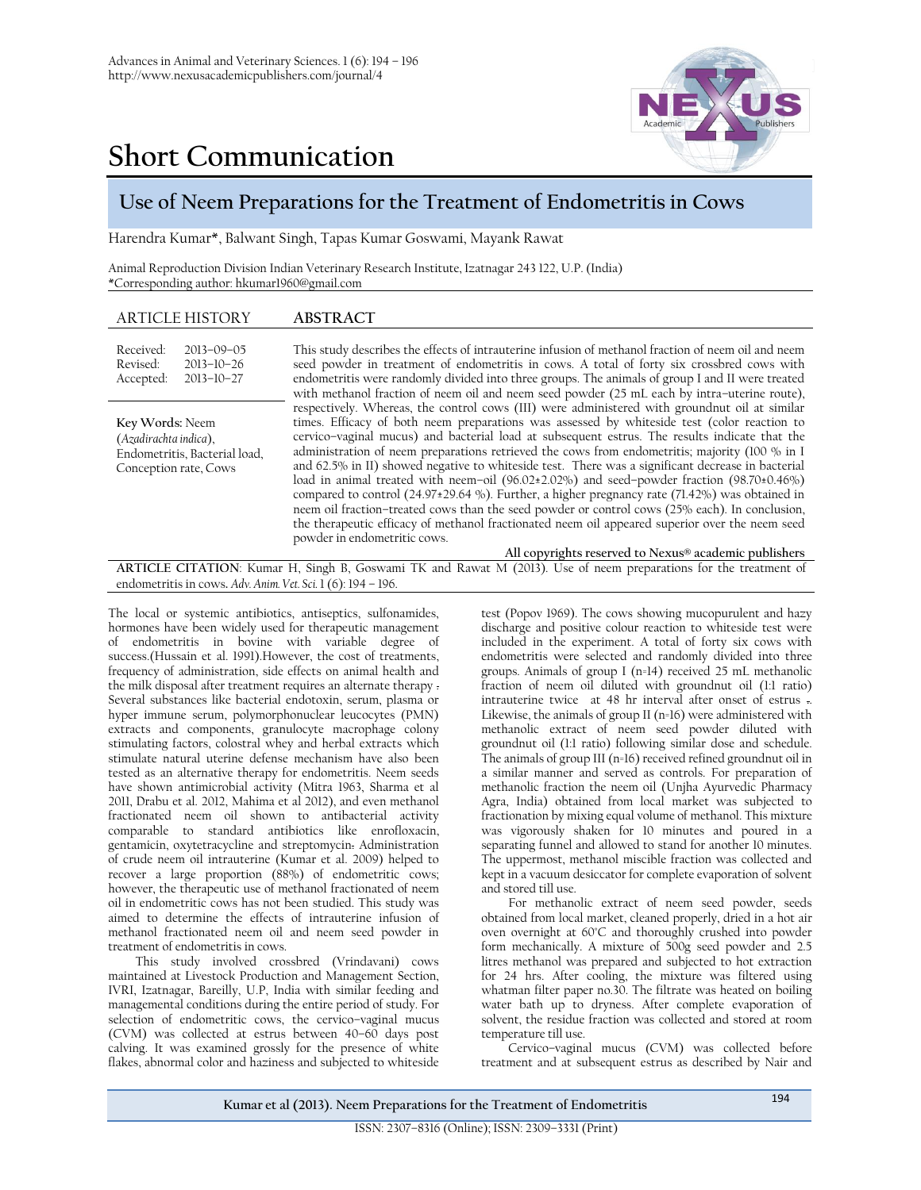# Short Communication

## Use of Neem Preparations for the Treatment of Endometritis in Cows

Harendra Kumar*, Balwant Singh, Tapas Kumar Goswami, Mayank Rawat

Animal Reproduction Division Indian Veterinary Research Institute, Izatnagar 243 122, U.P. (India)
*Corresponding author: hkumar1960@gmail.com

### ARTICLE HISTORY

Received: 2013–09–05
Revised: 2013–10–26
Accepted: 2013–10–27

**Key Words:** Neem (*Azadirachta indica*), Endometritis, Bacterial load, Conception rate, Cows

### ABSTRACT

This study describes the effects of intrauterine infusion of methanol fraction of neem oil and neem seed powder in treatment of endometritis in cows. A total of forty six crossbred cows with endometritis were randomly divided into three groups. The animals of group I and II were treated with methanol fraction of neem oil and neem seed powder (25 mL each by intra–uterine route), respectively. Whereas, the control cows (III) were administered with groundnut oil at similar times. Efficacy of both neem preparations was assessed by whiteside test (color reaction to cervico–vaginal mucus) and bacterial load at subsequent estrus. The results indicate that the administration of neem preparations retrieved the cows from endometritis; majority (100 % in I and 62.5% in II) showed negative to whiteside test. There was a significant decrease in bacterial load in animal treated with neem–oil (96.02±2.02%) and seed–powder fraction (98.70±0.46%) compared to control (24.97±29.64 %). Further, a higher pregnancy rate (71.42%) was obtained in neem oil fraction–treated cows than the seed powder or control cows (25% each). In conclusion, the therapeutic efficacy of methanol fractionated neem oil appeared superior over the neem seed powder in endometritic cows.

**All copyrights reserved to Nexus® academic publishers**

**ARTICLE CITATION**: Kumar H, Singh B, Goswami TK and Rawat M (2013). Use of neem preparations for the treatment of endometritis in cows. *Adv. Anim. Vet. Sci.* 1 (6): 194 – 196.

The local or systemic antibiotics, antiseptics, sulfonamides, hormones have been widely used for therapeutic management of endometritis in bovine with variable degree of success.(Hussain et al. 1991).However, the cost of treatments, frequency of administration, side effects on animal health and the milk disposal after treatment requires an alternate therapy . Several substances like bacterial endotoxin, serum, plasma or hyper immune serum, polymorphonuclear leucocytes (PMN) extracts and components, granulocyte macrophage colony stimulating factors, colostral whey and herbal extracts which stimulate natural uterine defense mechanism have also been tested as an alternative therapy for endometritis. Neem seeds have shown antimicrobial activity (Mitra 1963, Sharma et al 2011, Drabu et al. 2012, Mahima et al 2012), and even methanol fractionated neem oil shown to antibacterial activity comparable to standard antibiotics like enrofloxacin, gentamicin, oxytetracycline and streptomycin. Administration of crude neem oil intrauterine (Kumar et al. 2009) helped to recover a large proportion (88%) of endometritic cows; however, the therapeutic use of methanol fractionated of neem oil in endometritic cows has not been studied. This study was aimed to determine the effects of intrauterine infusion of methanol fractionated neem oil and neem seed powder in treatment of endometritis in cows.

This study involved crossbred (Vrindavani) cows maintained at Livestock Production and Management Section, IVRI, Izatnagar, Bareilly, U.P, India with similar feeding and managemental conditions during the entire period of study. For selection of endometritic cows, the cervico–vaginal mucus (CVM) was collected at estrus between 40–60 days post calving. It was examined grossly for the presence of white flakes, abnormal color and haziness and subjected to whiteside test (Popov 1969). The cows showing mucopurulent and hazy discharge and positive colour reaction to whiteside test were included in the experiment. A total of forty six cows with endometritis were selected and randomly divided into three groups. Animals of group I (n=14) received 25 mL methanolic fraction of neem oil diluted with groundnut oil (1:1 ratio) intrauterine twice at 48 hr interval after onset of estrus . Likewise, the animals of group II (n=16) were administered with methanolic extract of neem seed powder diluted with groundnut oil (1:1 ratio) following similar dose and schedule. The animals of group III (n=16) received refined groundnut oil in a similar manner and served as controls. For preparation of methanolic fraction the neem oil (Unjha Ayurvedic Pharmacy Agra, India) obtained from local market was subjected to fractionation by mixing equal volume of methanol. This mixture was vigorously shaken for 10 minutes and poured in a separating funnel and allowed to stand for another 10 minutes. The uppermost, methanol miscible fraction was collected and kept in a vacuum desiccator for complete evaporation of solvent and stored till use.

For methanolic extract of neem seed powder, seeds obtained from local market, cleaned properly, dried in a hot air oven overnight at 60°C and thoroughly crushed into powder form mechanically. A mixture of 500g seed powder and 2.5 litres methanol was prepared and subjected to hot extraction for 24 hrs. After cooling, the mixture was filtered using whatman filter paper no.30. The filtrate was heated on boiling water bath up to dryness. After complete evaporation of solvent, the residue fraction was collected and stored at room temperature till use.

Cervico–vaginal mucus (CVM) was collected before treatment and at subsequent estrus as described by Nair and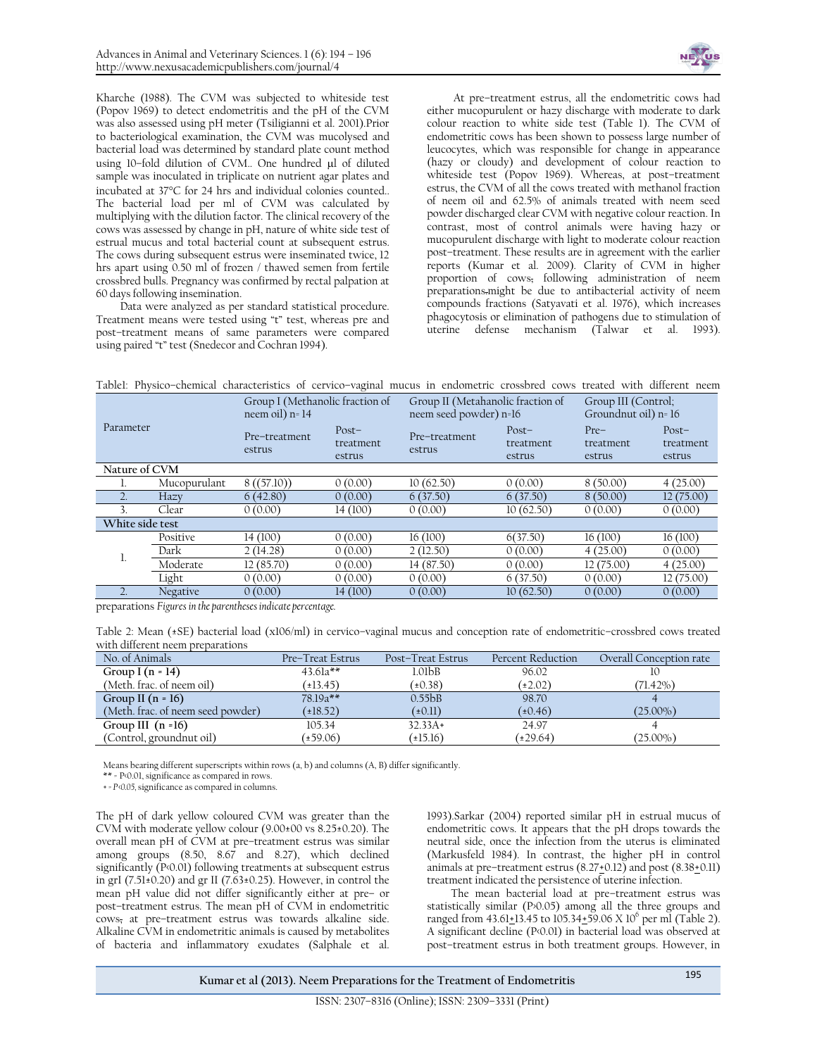Kharche (1988). The CVM was subjected to whiteside test (Popov 1969) to detect endometritis and the pH of the CVM was also assessed using pH meter (Tsiligianni et al. 2001).Prior to bacteriological examination, the CVM was mucolysed and bacterial load was determined by standard plate count method using 10-fold dilution of CVM.. One hundred µl of diluted sample was inoculated in triplicate on nutrient agar plates and incubated at 37°C for 24 hrs and individual colonies counted.. The bacterial load per ml of CVM was calculated by multiplying with the dilution factor. The clinical recovery of the cows was assessed by change in pH, nature of white side test of estrual mucus and total bacterial count at subsequent estrus. The cows during subsequent estrus were inseminated twice, 12 hrs apart using 0.50 ml of frozen / thawed semen from fertile crossbred bulls. Pregnancy was confirmed by rectal palpation at 60 days following insemination.

Data were analyzed as per standard statistical procedure. Treatment means were tested using "t" test, whereas pre and post-treatment means of same parameters were compared using paired "t" test (Snedecor and Cochran 1994).

At pre-treatment estrus, all the endometric cows had either mucopurulent or hazy discharge with moderate to dark colour reaction to white side test (Table 1). The CVM of endometric cows has been shown to possess large number of leucocytes, which was responsible for change in appearance (hazy or cloudy) and development of colour reaction to whiteside test (Popov 1969). Whereas, at post-treatment estrus, the CVM of all the cows treated with methanol fraction of neem oil and 62.5% of animals treated with neem seed powder discharged clear CVM with negative colour reaction. In contrast, most of control animals were having hazy or mucopurulent discharge with light to moderate colour reaction post-treatment. These results are in agreement with the earlier reports (Kumar et al. 2009). Clarity of CVM in higher proportion of cows, following administration of neem preparations might be due to antibacterial activity of neem compounds fractions (Satyavati et al. 1976), which increases phagocytosis or elimination of pathogens due to stimulation of uterine defense mechanism (Talwar et al. 1993).

Table1: Physico-chemical characteristics of cervico-vaginal mucus in endometric crossbred cows treated with different neem preparations *Figures in the parentheses indicate percentage.*

| Parameter | | Group I (Methanolic fraction of neem oil) n= 14 | | Group II (Metahanolic fraction of neem seed powder) n=16 | | Group III (Control; Groundnut oil) n= 16 | |
|---|---|---|---|---|---|---|---|
| | | Pre-treatment estrus | Post-treatment estrus | Pre-treatment estrus | Post-treatment estrus | Pre-treatment estrus | Post-treatment estrus |
| **Nature of CVM** | | | | | | | |
| 1. | Mucopurulant | 8 ((57.10)) | 0 (0.00) | 10 (62.50) | 0 (0.00) | 8 (50.00) | 4 (25.00) |
| 2. | Hazy | 6 (42.80) | 0 (0.00) | 6 (37.50) | 6 (37.50) | 8 (50.00) | 12 (75.00) |
| 3. | Clear | 0 (0.00) | 14 (100) | 0 (0.00) | 10 (62.50) | 0 (0.00) | 0 (0.00) |
| **White side test** | | | | | | | |
| 1. | Positive | 14 (100) | 0 (0.00) | 16 (100) | 6(37.50) | 16 (100) | 16 (100) |
| | Dark | 2 (14.28) | 0 (0.00) | 2 (12.50) | 0 (0.00) | 4 (25.00) | 0 (0.00) |
| | Moderate | 12 (85.70) | 0 (0.00) | 14 (87.50) | 0 (0.00) | 12 (75.00) | 4 (25.00) |
| | Light | 0 (0.00) | 0 (0.00) | 0 (0.00) | 6 (37.50) | 0 (0.00) | 12 (75.00) |
| 2. | Negative | 0 (0.00) | 14 (100) | 0 (0.00) | 10 (62.50) | 0 (0.00) | 0 (0.00) |

Table 2: Mean (±SE) bacterial load (x106/ml) in cervico-vaginal mucus and conception rate of endometritic-crossbred cows treated with different neem preparations

| No. of Animals | Pre-Treat Estrus | Post-Treat Estrus | Percent Reduction | Overall Conception rate |
|---|---|---|---|---|
| **Group I (n = 14)** | 43.61a** | 1.01bB | 96.02 | 10 |
| (Meth. frac. of neem oil) | (±13.45) | (±0.38) | (±2.02) | (71.42%) |
| **Group II (n = 16)** | 78.19a** | 0.55bB | 98.70 | 4 |
| (Meth. frac. of neem seed powder) | (±18.52) | (±0.11) | (±0.46) | (25.00%) |
| **Group III (n =16)** | 105.34 | 32.33A* | 24.97 | 4 |
| (Control, groundnut oil) | (±59.06) | (±15.16) | (±29.64) | (25.00%) |

Means bearing different superscripts within rows (a, b) and columns (A, B) differ significantly.

** = P<0.01, significance as compared in rows.

* = *P<0.05*, significance as compared in columns.

The pH of dark yellow coloured CVM was greater than the CVM with moderate yellow colour (9.00±00 vs 8.25±0.20). The overall mean pH of CVM at pre-treatment estrus was similar among groups (8.50, 8.67 and 8.27), which declined significantly (P<0.01) following treatments at subsequent estrus in grI (7.51±0.20) and gr II (7.63±0.25). However, in control the mean pH value did not differ significantly either at pre- or post-treatment estrus. The mean pH of CVM in endometritic cows, at pre-treatment estrus was towards alkaline side. Alkaline CVM in endometritic animals is caused by metabolites of bacteria and inflammatory exudates (Salphale et al. 1993).Sarkar (2004) reported similar pH in estrual mucus of endometritic cows. It appears that the pH drops towards the neutral side, once the infection from the uterus is eliminated (Markusfeld 1984). In contrast, the higher pH in control animals at pre-treatment estrus (8.27±0.12) and post (8.38±0.11) treatment indicated the persistence of uterine infection.

The mean bacterial load at pre-treatment estrus was statistically similar (P>0.05) among all the three groups and ranged from 43.61±13.45 to 105.34±59.06 X $10^6$ per ml (Table 2). A significant decline (P<0.01) in bacterial load was observed at post-treatment estrus in both treatment groups. However, in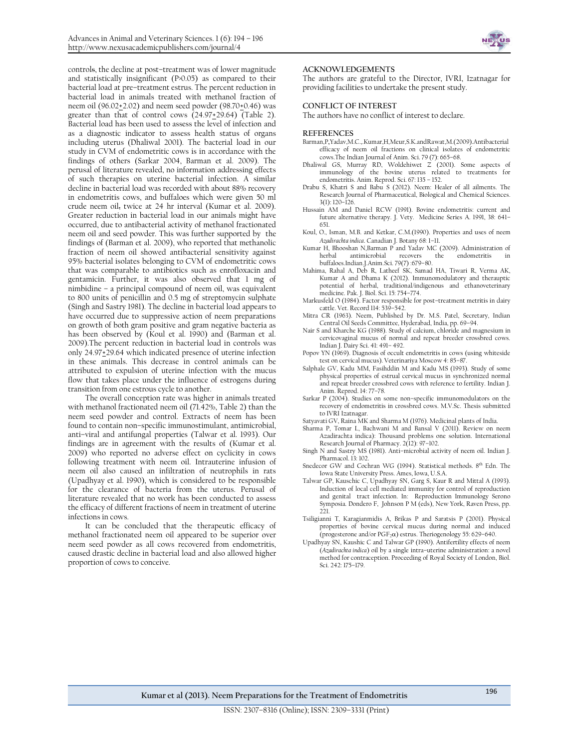controls, the decline at post–treatment was of lower magnitude and statistically insignificant (P>0.05) as compared to their bacterial load at pre–treatment estrus. The percent reduction in bacterial load in animals treated with methanol fraction of neem oil (96.02±2.02) and neem seed powder (98.70±0.46) was greater than that of control cows (24.97±29.64) (Table 2). Bacterial load has been used to assess the level of infection and as a diagnostic indicator to assess health status of organs including uterus (Dhaliwal 2001). The bacterial load in our study in CVM of endometritic cows is in accordance with the findings of others (Sarkar 2004, Barman et al. 2009). The perusal of literature revealed, no information addressing effects of such therapies on uterine bacterial infection. A similar decline in bacterial load was recorded with about 88% recovery in endometritis cows, and buffaloes which were given 50 ml crude neem oil, twice at 24 hr interval (Kumar et al. 2009). Greater reduction in bacterial load in our animals might have occurred, due to antibacterial activity of methanol fractionated neem oil and seed powder. This was further supported by the findings of (Barman et al. 2009), who reported that methanolic fraction of neem oil showed antibacterial sensitivity against 95% bacterial isolates belonging to CVM of endometritic cows that was comparable to antibiotics such as enrofloxacin and gentamicin. Further, it was also observed that 1 mg of nimbidine – a principal compound of neem oil, was equivalent to 800 units of penicillin and 0.5 mg of streptomycin sulphate (Singh and Sastry 1981). The decline in bacterial load appears to have occurred due to suppressive action of neem preparations on growth of both gram positive and gram negative bacteria as has been observed by (Koul et al. 1990) and (Barman et al. 2009).The percent reduction in bacterial load in controls was only 24.97±29.64 which indicated presence of uterine infection in these animals. This decrease in control animals can be attributed to expulsion of uterine infection with the mucus flow that takes place under the influence of estrogens during transition from one estrous cycle to another.

The overall conception rate was higher in animals treated with methanol fractionated neem oil (71.42%, Table 2) than the neem seed powder and control. Extracts of neem has been found to contain non–specific immunostimulant, antimicrobial, anti–viral and antifungal properties (Talwar et al. 1993). Our findings are in agreement with the results of (Kumar et al. 2009) who reported no adverse effect on cyclicity in cows following treatment with neem oil. Intrauterine infusion of neem oil also caused an infiltration of neutrophils in rats (Upadhyay et al. 1990), which is considered to be responsible for the clearance of bacteria from the uterus. Perusal of literature revealed that no work has been conducted to assess the efficacy of different fractions of neem in treatment of uterine infections in cows.

It can be concluded that the therapeutic efficacy of methanol fractionated neem oil appeared to be superior over neem seed powder as all cows recovered from endometritis, caused drastic decline in bacterial load and also allowed higher proportion of cows to conceive.

## ACKNOWLEDGEMENTS

The authors are grateful to the Director, IVRI, Izatnagar for providing facilities to undertake the present study.

## CONFLICT OF INTEREST

The authors have no conflict of interest to declare.

## REFERENCES

- Barman,P,Yadav,M.C.,Kumar,H,Meur,S.K.andRawat,M.(2009).Antibacterial efficacy of neem oil fractions on clinical isolates of endometritic cows.The Indian Journal of Anim. Sci. 79 (7): 665–68.
- Dhaliwal GS, Murray RD, Woldehiwet Z (2001). Some aspects of immunology of the bovine uterus related to treatments for endometritis. Anim. Reprod. Sci. 67: 135 – 152.
- Drabu S, Khatri S and Babu S (2012). Neem: Healer of all ailments. The Research Journal of Pharmaceutical, Biological and Chemical Sciences. 3(1): 120–126.
- Hussain AM and Daniel RCW (1991). Bovine endometritis: current and future alternative therapy. J. Vety. Medicine Series A. 1991, 38: 641–651.
- Koul, O., Isman, M.B. and Ketkar, C.M.(1990). Properties and uses of neem *Azadirachta indica*. Canadian J. Botany 68: 1–11.
- Kumar H, Bhooshan N,Barman P and Yadav MC (2009). Administration of herbal antimicrobial recovers the endometritis in buffaloes.Indian.J.Anim.Sci. 79(7) :679–80.
- Mahima, Rahal A, Deb R, Latheef SK, Samad HA, Tiwari R, Verma AK, Kumar A and Dhama K (2012). Immunomodulatory and therauptic potential of herbal, traditional/indigenous and ethanoveterinary medicine. Pak. J. Biol. Sci. 15: 754–774.
- Markusfeld O (1984). Factor responsible for post–treatment metritis in dairy cattle. Vet. Record 114: 539–542.
- Mitra CR (1963). Neem, Published by Dr. M.S. Patel, Secretary, Indian Central Oil Seeds Committee, Hyderabad, India, pp. 69–94.
- Nair S and Kharche KG (1988). Study of calcium, chloride and magnesium in cervicovaginal mucus of normal and repeat breeder crossbred cows. Indian J. Dairy Sci. 41: 491– 492.
- Popov YN (1969). Diagnosis of occult endometritis in cows (using whiteside test on cervical mucus). Veterinariya Moscow 4: 85–87.
- Salphale GV, Kadu MM, Fasihddin M and Kadu MS (1993). Study of some physical properties of estrual cervical mucus in synchronized normal and repeat breeder crossbred cows with reference to fertility. Indian J. Anim. Reprod. 14: 77–78.
- Sarkar P (2004). Studies on some non–specific immunomodulators on the recovery of endometritis in crossbred cows. M.V.Sc. Thesis submitted to IVRI Izatnagar.
- Satyavati GV, Raina MK and Sharma M (1976). Medicinal plants of India.
- Sharma P, Tomar L, Bachwani M and Bansal V (2011). Review on neem Azadirachta indica): Thousand problems one solution. International Research Journal of Pharmacy. 2(12): 97–102.
- Singh N and Sastry MS (1981). Anti–microbial activity of neem oil. Indian J. Pharmacol. 13: 102.
- Snedecor GW and Cochran WG (1994). Statistical methods. 8th Edn. The Iowa State University Press. Ames, Iowa, U.S.A.
- Talwar GP, Kauschic C, Upadhyay SN, Garg S, Kaur R and Mittal A (1993). Induction of local cell mediated immunity for control of reproduction and genital tract infection. In: Reproduction Immunology Serono Symposia. Dondero F, Johnson P M (eds), New York, Raven Press, pp. 221.
- Tsiligianni T, Karagianmidis A, Brikas P and Saratsis P (2001). Physical properties of bovine cervical mucus during normal and induced (progesterone and/or $PGF_2\alpha$) estrus. Theriogenology 55: 629–640.
- Upadhyay SN, Kaushic C and Talwar GP (1990). Antifertility effects of neem (*Azadirachta indica*) oil by a single intra–uterine administration: a novel method for contraception. Proceeding of Royal Society of London, Biol. Sci. 242: 175–179.